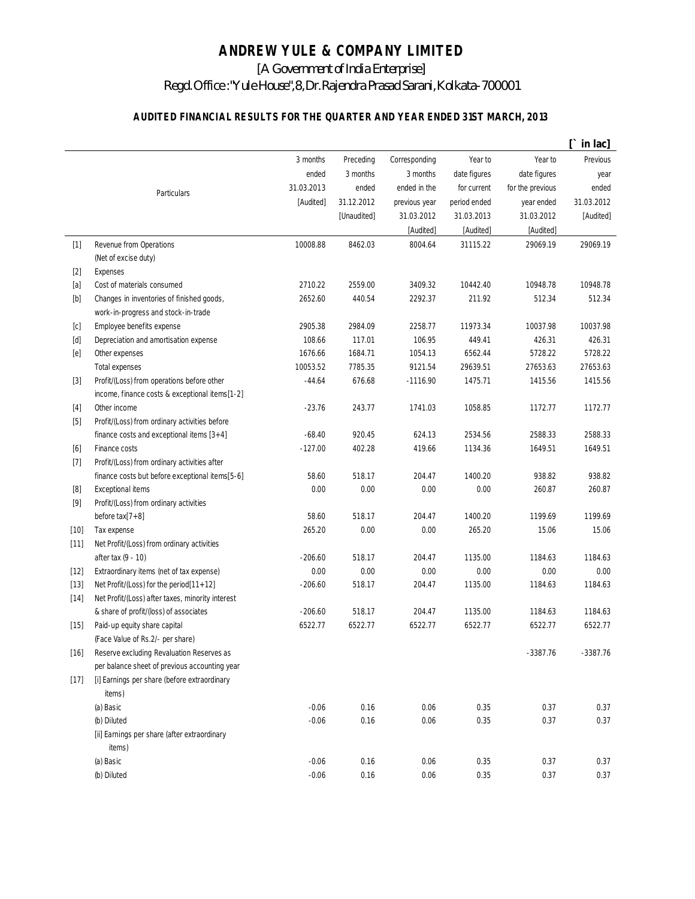# ANDREW YULE & COMPANY LIMITED

[A Government of India Enterprise]

Regd.Office :"Yule House",8,Dr.Rajendra Prasad Sarani,Kolkata-700001

## AUDITED FINANCIAL RESULTS FOR THE QUARTER AND YEAR ENDED 31ST MARCH, 2013

[` in lac]

| | Particulars | 3 months ended 31.03.2013 [Audited] | Preceding 3 months ended 31.12.2012 [Unaudited] | Corresponding 3 months ended in the previous year 31.03.2012 [Audited] | Year to date figures for current period ended 31.03.2013 [Audited] | Year to date figures for the previous year ended 31.03.2012 [Audited] | Previous year ended 31.03.2012 [Audited] |
|---|---|---|---|---|---|---|---|
| [1] | Revenue from Operations (Net of excise duty) | 10008.88 | 8462.03 | 8004.64 | 31115.22 | 29069.19 | 29069.19 |
| [2] | Expenses | | | | | | |
| [a] | Cost of materials consumed | 2710.22 | 2559.00 | 3409.32 | 10442.40 | 10948.78 | 10948.78 |
| [b] | Changes in inventories of finished goods, work-in-progress and stock-in-trade | 2652.60 | 440.54 | 2292.37 | 211.92 | 512.34 | 512.34 |
| [c] | Employee benefits expense | 2905.38 | 2984.09 | 2258.77 | 11973.34 | 10037.98 | 10037.98 |
| [d] | Depreciation and amortisation expense | 108.66 | 117.01 | 106.95 | 449.41 | 426.31 | 426.31 |
| [e] | Other expenses | 1676.66 | 1684.71 | 1054.13 | 6562.44 | 5728.22 | 5728.22 |
| | Total expenses | 10053.52 | 7785.35 | 9121.54 | 29639.51 | 27653.63 | 27653.63 |
| [3] | Profit/(Loss) from operations before other income, finance costs & exceptional items[1-2] | -44.64 | 676.68 | -1116.90 | 1475.71 | 1415.56 | 1415.56 |
| [4] | Other income | -23.76 | 243.77 | 1741.03 | 1058.85 | 1172.77 | 1172.77 |
| [5] | Profit/(Loss) from ordinary activities before finance costs and exceptional items [3+4] | -68.40 | 920.45 | 624.13 | 2534.56 | 2588.33 | 2588.33 |
| [6] | Finance costs | -127.00 | 402.28 | 419.66 | 1134.36 | 1649.51 | 1649.51 |
| [7] | Profit/(Loss) from ordinary activities after finance costs but before exceptional items[5-6] | 58.60 | 518.17 | 204.47 | 1400.20 | 938.82 | 938.82 |
| [8] | Exceptional items | 0.00 | 0.00 | 0.00 | 0.00 | 260.87 | 260.87 |
| [9] | Profit/(Loss) from ordinary activities before tax[7+8] | 58.60 | 518.17 | 204.47 | 1400.20 | 1199.69 | 1199.69 |
| [10] | Tax expense | 265.20 | 0.00 | 0.00 | 265.20 | 15.06 | 15.06 |
| [11] | Net Profit/(Loss) from ordinary activities after tax (9 - 10) | -206.60 | 518.17 | 204.47 | 1135.00 | 1184.63 | 1184.63 |
| [12] | Extraordinary items (net of tax expense) | 0.00 | 0.00 | 0.00 | 0.00 | 0.00 | 0.00 |
| [13] | Net Profit/(Loss) for the period[11+12] | -206.60 | 518.17 | 204.47 | 1135.00 | 1184.63 | 1184.63 |
| [14] | Net Profit/(Loss) after taxes, minority interest & share of profit/(loss) of associates | -206.60 | 518.17 | 204.47 | 1135.00 | 1184.63 | 1184.63 |
| [15] | Paid-up equity share capital (Face Value of Rs.2/- per share) | 6522.77 | 6522.77 | 6522.77 | 6522.77 | 6522.77 | 6522.77 |
| [16] | Reserve excluding Revaluation Reserves as per balance sheet of previous accounting year | | | | | -3387.76 | -3387.76 |
| [17] | [i] Earnings per share (before extraordinary items) | | | | | | |
| | (a) Basic | -0.06 | 0.16 | 0.06 | 0.35 | 0.37 | 0.37 |
| | (b) Diluted | -0.06 | 0.16 | 0.06 | 0.35 | 0.37 | 0.37 |
| | [ii] Earnings per share (after extraordinary items) | | | | | | |
| | (a) Basic | -0.06 | 0.16 | 0.06 | 0.35 | 0.37 | 0.37 |
| | (b) Diluted | -0.06 | 0.16 | 0.06 | 0.35 | 0.37 | 0.37 |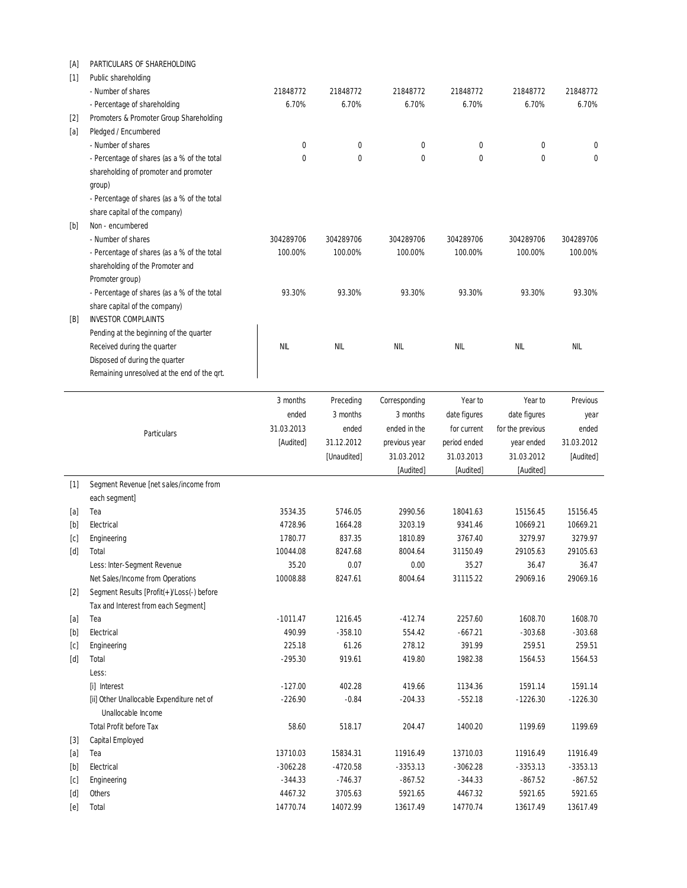| | | | | | | | |
|---|---|---|---|---|---|---|---|
| [A] | PARTICULARS OF SHAREHOLDING | | | | | | |
| [1] | Public shareholding | | | | | | |
| | - Number of shares | 21848772 | 21848772 | 21848772 | 21848772 | 21848772 | 21848772 |
| | - Percentage of shareholding | 6.70% | 6.70% | 6.70% | 6.70% | 6.70% | 6.70% |
| [2] | Promoters & Promoter Group Shareholding | | | | | | |
| [a] | Pledged / Encumbered | | | | | | |
| | - Number of shares | 0 | 0 | 0 | 0 | 0 | 0 |
| | - Percentage of shares (as a % of the total shareholding of promoter and promoter group) | 0 | 0 | 0 | 0 | 0 | 0 |
| | - Percentage of shares (as a % of the total share capital of the company) | | | | | | |
| [b] | Non - encumbered | | | | | | |
| | - Number of shares | 304289706 | 304289706 | 304289706 | 304289706 | 304289706 | 304289706 |
| | - Percentage of shares (as a % of the total shareholding of the Promoter and Promoter group) | 100.00% | 100.00% | 100.00% | 100.00% | 100.00% | 100.00% |
| | - Percentage of shares (as a % of the total share capital of the company) | 93.30% | 93.30% | 93.30% | 93.30% | 93.30% | 93.30% |
| [B] | INVESTOR COMPLAINTS | | | | | | |
| | Pending at the beginning of the quarter<br>Received during the quarter<br>Disposed of during the quarter<br>Remaining unresolved at the end of the qrt. | NIL | NIL | NIL | NIL | NIL | NIL |

| | Particulars | 3 months ended 31.03.2013 [Audited] | Preceding 3 months ended 31.12.2012 [Unaudited] | Corresponding 3 months ended in the previous year 31.03.2012 [Audited] | Year to date figures for current period ended 31.03.2013 [Audited] | Year to date figures for the previous year ended 31.03.2012 [Audited] | Previous year ended 31.03.2012 [Audited] |
|---|---|---|---|---|---|---|---|
| [1] | Segment Revenue [net sales/income from each segment] | | | | | | |
| [a] | Tea | 3534.35 | 5746.05 | 2990.56 | 18041.63 | 15156.45 | 15156.45 |
| [b] | Electrical | 4728.96 | 1664.28 | 3203.19 | 9341.46 | 10669.21 | 10669.21 |
| [c] | Engineering | 1780.77 | 837.35 | 1810.89 | 3767.40 | 3279.97 | 3279.97 |
| [d] | Total | 10044.08 | 8247.68 | 8004.64 | 31150.49 | 29105.63 | 29105.63 |
| | Less: Inter-Segment Revenue | 35.20 | 0.07 | 0.00 | 35.27 | 36.47 | 36.47 |
| | Net Sales/Income from Operations | 10008.88 | 8247.61 | 8004.64 | 31115.22 | 29069.16 | 29069.16 |
| [2] | Segment Results [Profit(+)/Loss(-) before Tax and Interest from each Segment] | | | | | | |
| [a] | Tea | -1011.47 | 1216.45 | -412.74 | 2257.60 | 1608.70 | 1608.70 |
| [b] | Electrical | 490.99 | -358.10 | 554.42 | -667.21 | -303.68 | -303.68 |
| [c] | Engineering | 225.18 | 61.26 | 278.12 | 391.99 | 259.51 | 259.51 |
| [d] | Total | -295.30 | 919.61 | 419.80 | 1982.38 | 1564.53 | 1564.53 |
| | Less: | | | | | | |
| | [i] Interest | -127.00 | 402.28 | 419.66 | 1134.36 | 1591.14 | 1591.14 |
| | [ii] Other Unallocable Expenditure net of Unallocable Income | -226.90 | -0.84 | -204.33 | -552.18 | -1226.30 | -1226.30 |
| | Total Profit before Tax | 58.60 | 518.17 | 204.47 | 1400.20 | 1199.69 | 1199.69 |
| [3] | Capital Employed | | | | | | |
| [a] | Tea | 13710.03 | 15834.31 | 11916.49 | 13710.03 | 11916.49 | 11916.49 |
| [b] | Electrical | -3062.28 | -4720.58 | -3353.13 | -3062.28 | -3353.13 | -3353.13 |
| [c] | Engineering | -344.33 | -746.37 | -867.52 | -344.33 | -867.52 | -867.52 |
| [d] | Others | 4467.32 | 3705.63 | 5921.65 | 4467.32 | 5921.65 | 5921.65 |
| [e] | Total | 14770.74 | 14072.99 | 13617.49 | 14770.74 | 13617.49 | 13617.49 |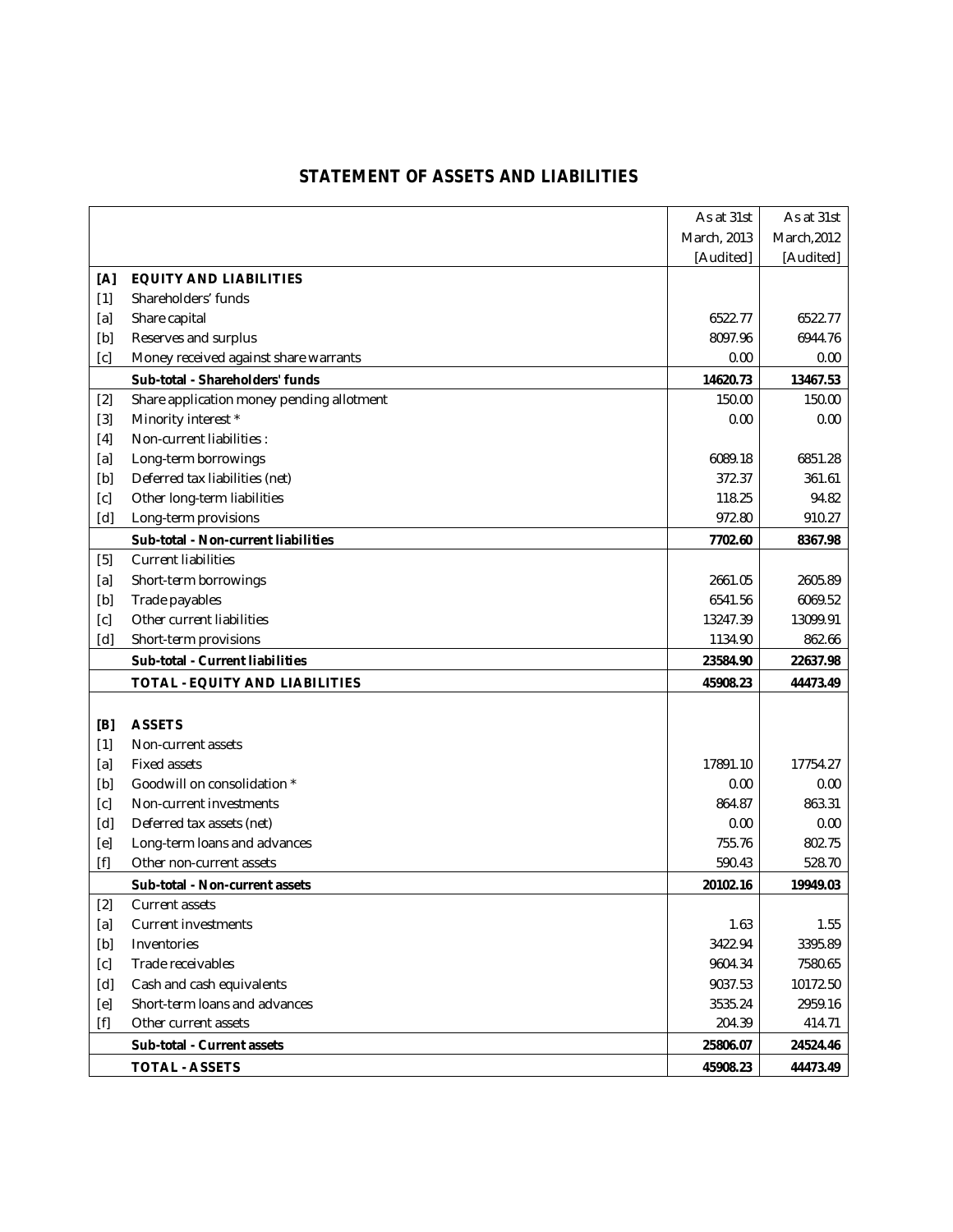## STATEMENT OF ASSETS AND LIABILITIES

| | | As at 31st March, 2013 [Audited] | As at 31st March,2012 [Audited] |
|---|---|---|---|
| **[A]** | **EQUITY AND LIABILITIES** | | |
| [1] | Shareholders' funds | | |
| [a] | Share capital | 6522.77 | 6522.77 |
| [b] | Reserves and surplus | 8097.96 | 6944.76 |
| [c] | Money received against share warrants | 0.00 | 0.00 |
| | **Sub-total - Shareholders' funds** | **14620.73** | **13467.53** |
| [2] | Share application money pending allotment | 150.00 | 150.00 |
| [3] | Minority interest * | 0.00 | 0.00 |
| [4] | Non-current liabilities : | | |
| [a] | Long-term borrowings | 6089.18 | 6851.28 |
| [b] | Deferred tax liabilities (net) | 372.37 | 361.61 |
| [c] | Other long-term liabilities | 118.25 | 94.82 |
| [d] | Long-term provisions | 972.80 | 910.27 |
| | **Sub-total - Non-current liabilities** | **7702.60** | **8367.98** |
| [5] | Current liabilities | | |
| [a] | Short-term borrowings | 2661.05 | 2605.89 |
| [b] | Trade payables | 6541.56 | 6069.52 |
| [c] | Other current liabilities | 13247.39 | 13099.91 |
| [d] | Short-term provisions | 1134.90 | 862.66 |
| | **Sub-total - Current liabilities** | **23584.90** | **22637.98** |
| | **TOTAL - EQUITY AND LIABILITIES** | **45908.23** | **44473.49** |
| | | | |
| **[B]** | **ASSETS** | | |
| [1] | Non-current assets | | |
| [a] | Fixed assets | 17891.10 | 17754.27 |
| [b] | Goodwill on consolidation * | 0.00 | 0.00 |
| [c] | Non-current investments | 864.87 | 863.31 |
| [d] | Deferred tax assets (net) | 0.00 | 0.00 |
| [e] | Long-term loans and advances | 755.76 | 802.75 |
| [f] | Other non-current assets | 590.43 | 528.70 |
| | **Sub-total - Non-current assets** | **20102.16** | **19949.03** |
| [2] | Current assets | | |
| [a] | Current investments | 1.63 | 1.55 |
| [b] | Inventories | 3422.94 | 3395.89 |
| [c] | Trade receivables | 9604.34 | 7580.65 |
| [d] | Cash and cash equivalents | 9037.53 | 10172.50 |
| [e] | Short-term loans and advances | 3535.24 | 2959.16 |
| [f] | Other current assets | 204.39 | 414.71 |
| | **Sub-total - Current assets** | **25806.07** | **24524.46** |
| | **TOTAL - ASSETS** | **45908.23** | **44473.49** |